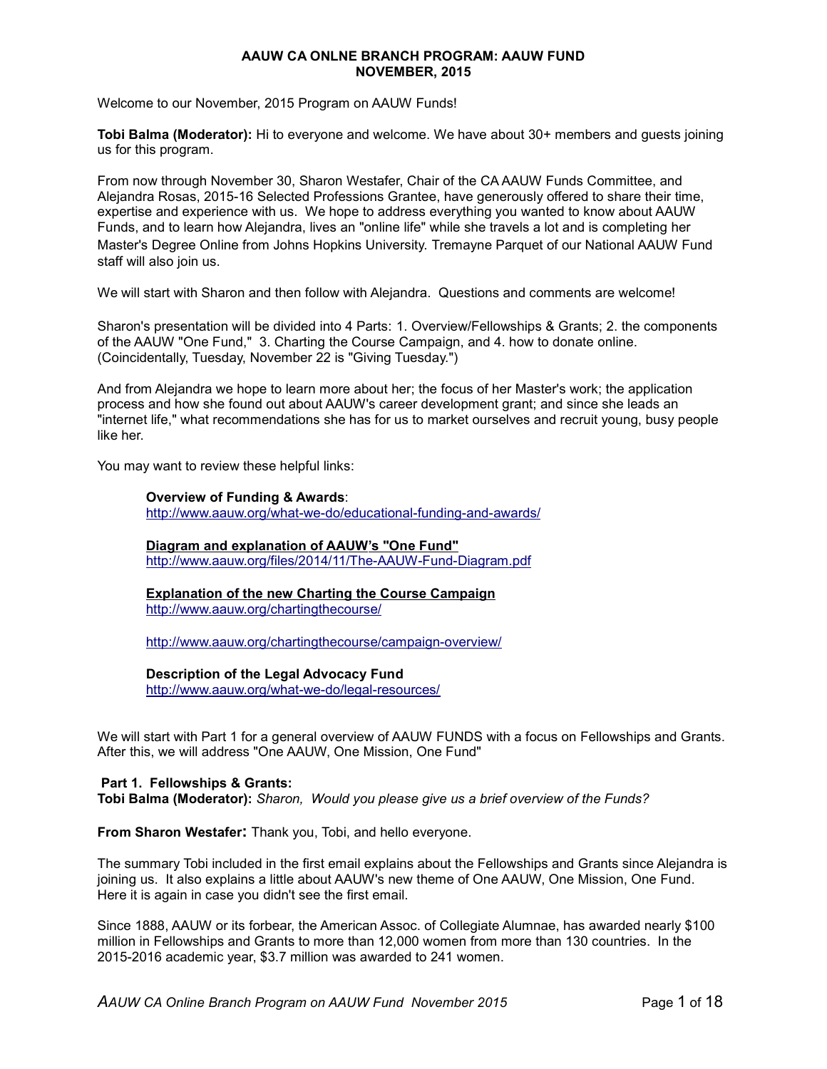# AAUW CA ONLNE BRANCH PROGRAM: AAUW FUND
## NOVEMBER, 2015

Welcome to our November, 2015 Program on AAUW Funds!

**Tobi Balma (Moderator):** Hi to everyone and welcome. We have about 30+ members and guests joining us for this program.

From now through November 30, Sharon Westafer, Chair of the CA AAUW Funds Committee, and Alejandra Rosas, 2015-16 Selected Professions Grantee, have generously offered to share their time, expertise and experience with us. We hope to address everything you wanted to know about AAUW Funds, and to learn how Alejandra, lives an "online life" while she travels a lot and is completing her Master's Degree Online from Johns Hopkins University. Tremayne Parquet of our National AAUW Fund staff will also join us.

We will start with Sharon and then follow with Alejandra. Questions and comments are welcome!

Sharon's presentation will be divided into 4 Parts: 1. Overview/Fellowships & Grants; 2. the components of the AAUW "One Fund," 3. Charting the Course Campaign, and 4. how to donate online. (Coincidentally, Tuesday, November 22 is "Giving Tuesday.")

And from Alejandra we hope to learn more about her; the focus of her Master's work; the application process and how she found out about AAUW's career development grant; and since she leads an "internet life," what recommendations she has for us to market ourselves and recruit young, busy people like her.

You may want to review these helpful links:

> **Overview of Funding & Awards**:
> http://www.aauw.org/what-we-do/educational-funding-and-awards/
>
> **Diagram and explanation of AAUW's "One Fund"**
> http://www.aauw.org/files/2014/11/The-AAUW-Fund-Diagram.pdf
>
> **Explanation of the new Charting the Course Campaign**
> http://www.aauw.org/chartingthecourse/
>
> http://www.aauw.org/chartingthecourse/campaign-overview/
>
> **Description of the Legal Advocacy Fund**
> http://www.aauw.org/what-we-do/legal-resources/

We will start with Part 1 for a general overview of AAUW FUNDS with a focus on Fellowships and Grants. After this, we will address "One AAUW, One Mission, One Fund"

### Part 1. Fellowships & Grants:

**Tobi Balma (Moderator):** *Sharon, Would you please give us a brief overview of the Funds?*

**From Sharon Westafer:** Thank you, Tobi, and hello everyone.

The summary Tobi included in the first email explains about the Fellowships and Grants since Alejandra is joining us. It also explains a little about AAUW's new theme of One AAUW, One Mission, One Fund. Here it is again in case you didn't see the first email.

Since 1888, AAUW or its forbear, the American Assoc. of Collegiate Alumnae, has awarded nearly $100 million in Fellowships and Grants to more than 12,000 women from more than 130 countries. In the 2015-2016 academic year, $3.7 million was awarded to 241 women.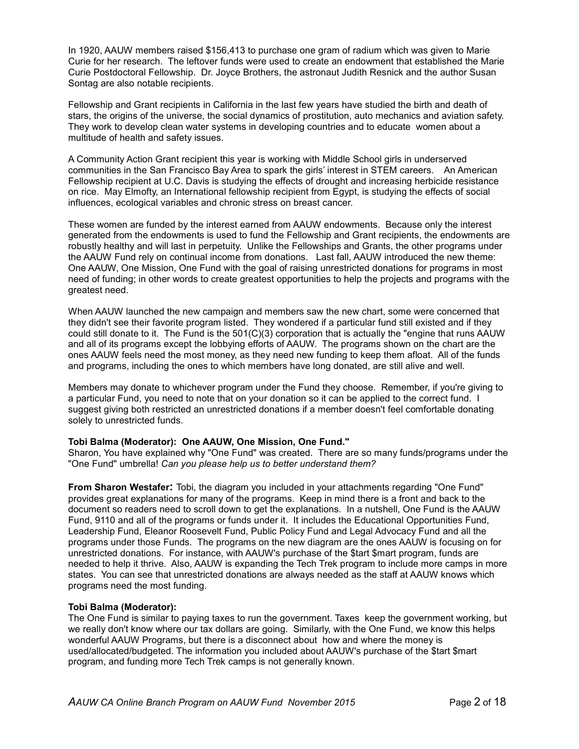In 1920, AAUW members raised $156,413 to purchase one gram of radium which was given to Marie Curie for her research. The leftover funds were used to create an endowment that established the Marie Curie Postdoctoral Fellowship. Dr. Joyce Brothers, the astronaut Judith Resnick and the author Susan Sontag are also notable recipients.

Fellowship and Grant recipients in California in the last few years have studied the birth and death of stars, the origins of the universe, the social dynamics of prostitution, auto mechanics and aviation safety. They work to develop clean water systems in developing countries and to educate women about a multitude of health and safety issues.

A Community Action Grant recipient this year is working with Middle School girls in underserved communities in the San Francisco Bay Area to spark the girls' interest in STEM careers. An American Fellowship recipient at U.C. Davis is studying the effects of drought and increasing herbicide resistance on rice. May Elmofty, an International fellowship recipient from Egypt, is studying the effects of social influences, ecological variables and chronic stress on breast cancer.

These women are funded by the interest earned from AAUW endowments. Because only the interest generated from the endowments is used to fund the Fellowship and Grant recipients, the endowments are robustly healthy and will last in perpetuity. Unlike the Fellowships and Grants, the other programs under the AAUW Fund rely on continual income from donations. Last fall, AAUW introduced the new theme: One AAUW, One Mission, One Fund with the goal of raising unrestricted donations for programs in most need of funding; in other words to create greatest opportunities to help the projects and programs with the greatest need.

When AAUW launched the new campaign and members saw the new chart, some were concerned that they didn't see their favorite program listed. They wondered if a particular fund still existed and if they could still donate to it. The Fund is the 501(C)(3) corporation that is actually the "engine that runs AAUW and all of its programs except the lobbying efforts of AAUW. The programs shown on the chart are the ones AAUW feels need the most money, as they need new funding to keep them afloat. All of the funds and programs, including the ones to which members have long donated, are still alive and well.

Members may donate to whichever program under the Fund they choose. Remember, if you're giving to a particular Fund, you need to note that on your donation so it can be applied to the correct fund. I suggest giving both restricted an unrestricted donations if a member doesn't feel comfortable donating solely to unrestricted funds.

**Tobi Balma (Moderator): One AAUW, One Mission, One Fund."**
Sharon, You have explained why "One Fund" was created. There are so many funds/programs under the "One Fund" umbrella! *Can you please help us to better understand them?*

**From Sharon Westafer:** Tobi, the diagram you included in your attachments regarding "One Fund" provides great explanations for many of the programs. Keep in mind there is a front and back to the document so readers need to scroll down to get the explanations. In a nutshell, One Fund is the AAUW Fund, 9110 and all of the programs or funds under it. It includes the Educational Opportunities Fund, Leadership Fund, Eleanor Roosevelt Fund, Public Policy Fund and Legal Advocacy Fund and all the programs under those Funds. The programs on the new diagram are the ones AAUW is focusing on for unrestricted donations. For instance, with AAUW's purchase of the $tart $mart program, funds are needed to help it thrive. Also, AAUW is expanding the Tech Trek program to include more camps in more states. You can see that unrestricted donations are always needed as the staff at AAUW knows which programs need the most funding.

**Tobi Balma (Moderator):**
The One Fund is similar to paying taxes to run the government. Taxes keep the government working, but we really don't know where our tax dollars are going. Similarly, with the One Fund, we know this helps wonderful AAUW Programs, but there is a disconnect about how and where the money is used/allocated/budgeted. The information you included about AAUW's purchase of the $tart $mart program, and funding more Tech Trek camps is not generally known.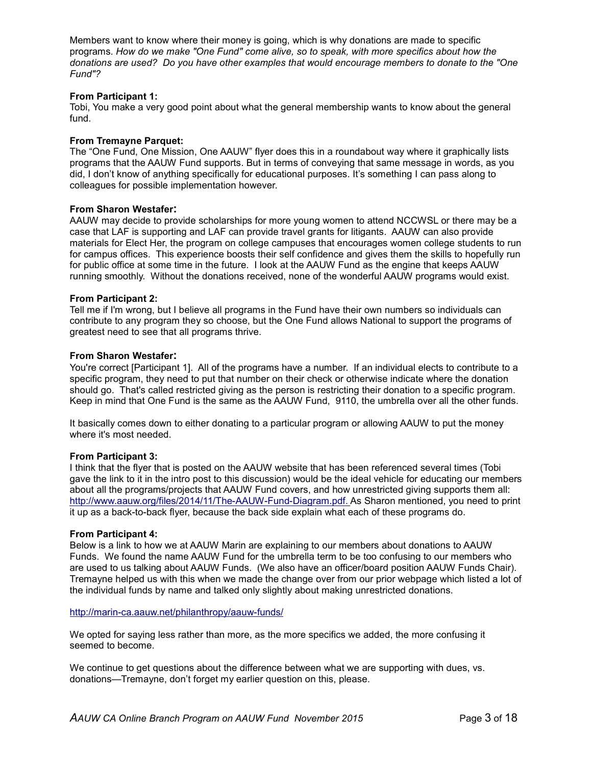Members want to know where their money is going, which is why donations are made to specific programs. *How do we make "One Fund" come alive, so to speak, with more specifics about how the donations are used? Do you have other examples that would encourage members to donate to the "One Fund"?*

**From Participant 1:**
Tobi, You make a very good point about what the general membership wants to know about the general fund.

**From Tremayne Parquet:**
The "One Fund, One Mission, One AAUW" flyer does this in a roundabout way where it graphically lists programs that the AAUW Fund supports. But in terms of conveying that same message in words, as you did, I don't know of anything specifically for educational purposes. It's something I can pass along to colleagues for possible implementation however.

**From Sharon Westafer:**
AAUW may decide to provide scholarships for more young women to attend NCCWSL or there may be a case that LAF is supporting and LAF can provide travel grants for litigants. AAUW can also provide materials for Elect Her, the program on college campuses that encourages women college students to run for campus offices. This experience boosts their self confidence and gives them the skills to hopefully run for public office at some time in the future. I look at the AAUW Fund as the engine that keeps AAUW running smoothly. Without the donations received, none of the wonderful AAUW programs would exist.

**From Participant 2:**
Tell me if I'm wrong, but I believe all programs in the Fund have their own numbers so individuals can contribute to any program they so choose, but the One Fund allows National to support the programs of greatest need to see that all programs thrive.

**From Sharon Westafer:**
You're correct [Participant 1]. All of the programs have a number. If an individual elects to contribute to a specific program, they need to put that number on their check or otherwise indicate where the donation should go. That's called restricted giving as the person is restricting their donation to a specific program. Keep in mind that One Fund is the same as the AAUW Fund, 9110, the umbrella over all the other funds.

It basically comes down to either donating to a particular program or allowing AAUW to put the money where it's most needed.

**From Participant 3:**
I think that the flyer that is posted on the AAUW website that has been referenced several times (Tobi gave the link to it in the intro post to this discussion) would be the ideal vehicle for educating our members about all the programs/projects that AAUW Fund covers, and how unrestricted giving supports them all: http://www.aauw.org/files/2014/11/The-AAUW-Fund-Diagram.pdf. As Sharon mentioned, you need to print it up as a back-to-back flyer, because the back side explain what each of these programs do.

**From Participant 4:**
Below is a link to how we at AAUW Marin are explaining to our members about donations to AAUW Funds. We found the name AAUW Fund for the umbrella term to be too confusing to our members who are used to us talking about AAUW Funds. (We also have an officer/board position AAUW Funds Chair). Tremayne helped us with this when we made the change over from our prior webpage which listed a lot of the individual funds by name and talked only slightly about making unrestricted donations.

http://marin-ca.aauw.net/philanthropy/aauw-funds/

We opted for saying less rather than more, as the more specifics we added, the more confusing it seemed to become.

We continue to get questions about the difference between what we are supporting with dues, vs. donations—Tremayne, don't forget my earlier question on this, please.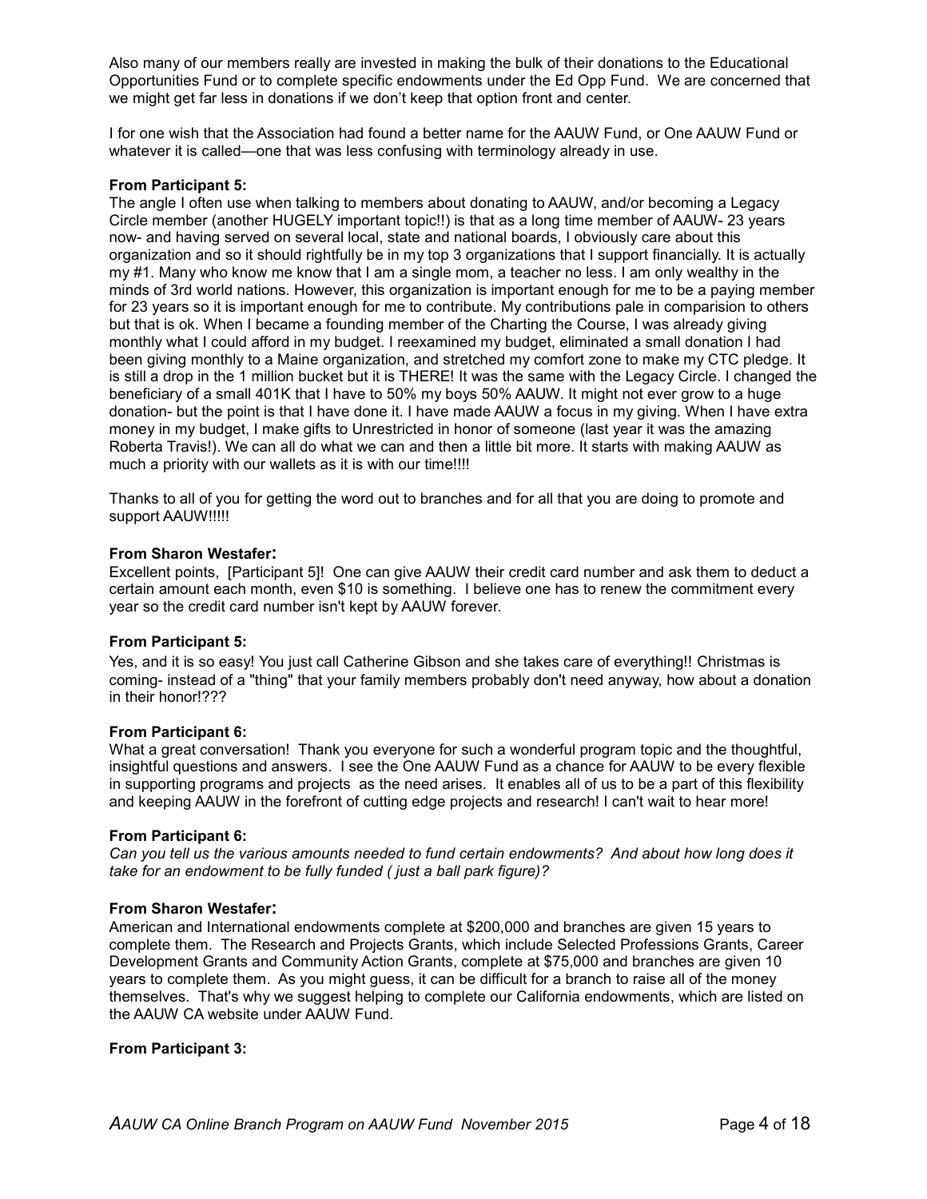Also many of our members really are invested in making the bulk of their donations to the Educational Opportunities Fund or to complete specific endowments under the Ed Opp Fund. We are concerned that we might get far less in donations if we don't keep that option front and center.

I for one wish that the Association had found a better name for the AAUW Fund, or One AAUW Fund or whatever it is called—one that was less confusing with terminology already in use.

**From Participant 5:**
The angle I often use when talking to members about donating to AAUW, and/or becoming a Legacy Circle member (another HUGELY important topic!!) is that as a long time member of AAUW- 23 years now- and having served on several local, state and national boards, I obviously care about this organization and so it should rightfully be in my top 3 organizations that I support financially. It is actually my #1. Many who know me know that I am a single mom, a teacher no less. I am only wealthy in the minds of 3rd world nations. However, this organization is important enough for me to be a paying member for 23 years so it is important enough for me to contribute. My contributions pale in comparision to others but that is ok. When I became a founding member of the Charting the Course, I was already giving monthly what I could afford in my budget. I reexamined my budget, eliminated a small donation I had been giving monthly to a Maine organization, and stretched my comfort zone to make my CTC pledge. It is still a drop in the 1 million bucket but it is THERE! It was the same with the Legacy Circle. I changed the beneficiary of a small 401K that I have to 50% my boys 50% AAUW. It might not ever grow to a huge donation- but the point is that I have done it. I have made AAUW a focus in my giving. When I have extra money in my budget, I make gifts to Unrestricted in honor of someone (last year it was the amazing Roberta Travis!). We can all do what we can and then a little bit more. It starts with making AAUW as much a priority with our wallets as it is with our time!!!!

Thanks to all of you for getting the word out to branches and for all that you are doing to promote and support AAUW!!!!!

**From Sharon Westafer:**
Excellent points, [Participant 5]! One can give AAUW their credit card number and ask them to deduct a certain amount each month, even $10 is something. I believe one has to renew the commitment every year so the credit card number isn't kept by AAUW forever.

**From Participant 5:**
Yes, and it is so easy! You just call Catherine Gibson and she takes care of everything!! Christmas is coming- instead of a "thing" that your family members probably don't need anyway, how about a donation in their honor!???

**From Participant 6:**
What a great conversation! Thank you everyone for such a wonderful program topic and the thoughtful, insightful questions and answers. I see the One AAUW Fund as a chance for AAUW to be every flexible in supporting programs and projects as the need arises. It enables all of us to be a part of this flexibility and keeping AAUW in the forefront of cutting edge projects and research! I can't wait to hear more!

**From Participant 6:**
*Can you tell us the various amounts needed to fund certain endowments? And about how long does it take for an endowment to be fully funded ( just a ball park figure)?*

**From Sharon Westafer:**
American and International endowments complete at $200,000 and branches are given 15 years to complete them. The Research and Projects Grants, which include Selected Professions Grants, Career Development Grants and Community Action Grants, complete at $75,000 and branches are given 10 years to complete them. As you might guess, it can be difficult for a branch to raise all of the money themselves. That's why we suggest helping to complete our California endowments, which are listed on the AAUW CA website under AAUW Fund.

**From Participant 3:**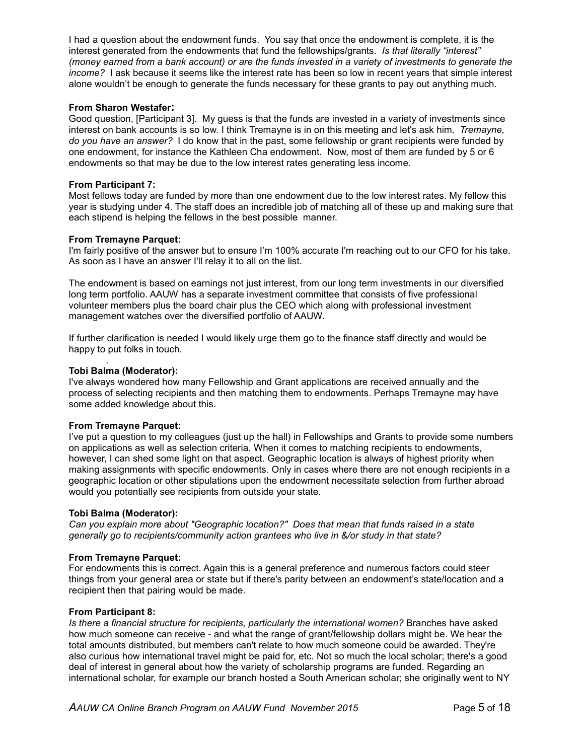I had a question about the endowment funds. You say that once the endowment is complete, it is the interest generated from the endowments that fund the fellowships/grants. *Is that literally "interest" (money earned from a bank account) or are the funds invested in a variety of investments to generate the income?* I ask because it seems like the interest rate has been so low in recent years that simple interest alone wouldn't be enough to generate the funds necessary for these grants to pay out anything much.

**From Sharon Westafer:**
Good question, [Participant 3]. My guess is that the funds are invested in a variety of investments since interest on bank accounts is so low. I think Tremayne is in on this meeting and let's ask him. *Tremayne, do you have an answer?* I do know that in the past, some fellowship or grant recipients were funded by one endowment, for instance the Kathleen Cha endowment. Now, most of them are funded by 5 or 6 endowments so that may be due to the low interest rates generating less income.

**From Participant 7:**
Most fellows today are funded by more than one endowment due to the low interest rates. My fellow this year is studying under 4. The staff does an incredible job of matching all of these up and making sure that each stipend is helping the fellows in the best possible manner.

**From Tremayne Parquet:**
I'm fairly positive of the answer but to ensure I'm 100% accurate I'm reaching out to our CFO for his take. As soon as I have an answer I'll relay it to all on the list.

The endowment is based on earnings not just interest, from our long term investments in our diversified long term portfolio. AAUW has a separate investment committee that consists of five professional volunteer members plus the board chair plus the CEO which along with professional investment management watches over the diversified portfolio of AAUW.

If further clarification is needed I would likely urge them go to the finance staff directly and would be happy to put folks in touch.

**Tobi Balma (Moderator):**
I've always wondered how many Fellowship and Grant applications are received annually and the process of selecting recipients and then matching them to endowments. Perhaps Tremayne may have some added knowledge about this.

**From Tremayne Parquet:**
I've put a question to my colleagues (just up the hall) in Fellowships and Grants to provide some numbers on applications as well as selection criteria. When it comes to matching recipients to endowments, however, I can shed some light on that aspect. Geographic location is always of highest priority when making assignments with specific endowments. Only in cases where there are not enough recipients in a geographic location or other stipulations upon the endowment necessitate selection from further abroad would you potentially see recipients from outside your state.

**Tobi Balma (Moderator):**
*Can you explain more about "Geographic location?" Does that mean that funds raised in a state generally go to recipients/community action grantees who live in &/or study in that state?*

**From Tremayne Parquet:**
For endowments this is correct. Again this is a general preference and numerous factors could steer things from your general area or state but if there's parity between an endowment's state/location and a recipient then that pairing would be made.

**From Participant 8:**
*Is there a financial structure for recipients, particularly the international women?* Branches have asked how much someone can receive - and what the range of grant/fellowship dollars might be. We hear the total amounts distributed, but members can't relate to how much someone could be awarded. They're also curious how international travel might be paid for, etc. Not so much the local scholar; there's a good deal of interest in general about how the variety of scholarship programs are funded. Regarding an international scholar, for example our branch hosted a South American scholar; she originally went to NY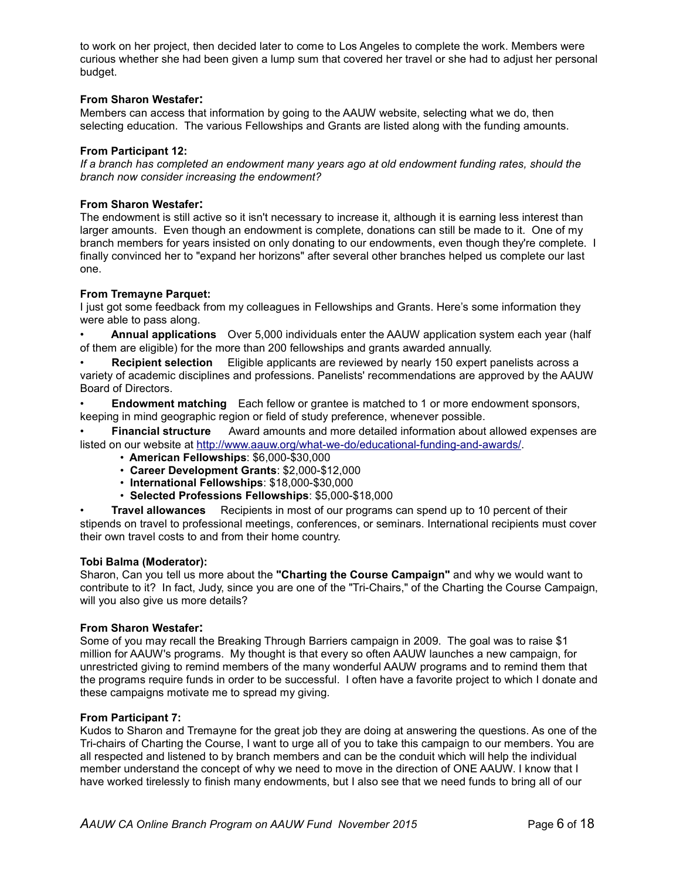to work on her project, then decided later to come to Los Angeles to complete the work. Members were curious whether she had been given a lump sum that covered her travel or she had to adjust her personal budget.

**From Sharon Westafer:**
Members can access that information by going to the AAUW website, selecting what we do, then selecting education. The various Fellowships and Grants are listed along with the funding amounts.

**From Participant 12:**
*If a branch has completed an endowment many years ago at old endowment funding rates, should the branch now consider increasing the endowment?*

**From Sharon Westafer:**
The endowment is still active so it isn't necessary to increase it, although it is earning less interest than larger amounts. Even though an endowment is complete, donations can still be made to it. One of my branch members for years insisted on only donating to our endowments, even though they're complete. I finally convinced her to "expand her horizons" after several other branches helped us complete our last one.

**From Tremayne Parquet:**
I just got some feedback from my colleagues in Fellowships and Grants. Here's some information they were able to pass along.

- **Annual applications** Over 5,000 individuals enter the AAUW application system each year (half of them are eligible) for the more than 200 fellowships and grants awarded annually.
- **Recipient selection** Eligible applicants are reviewed by nearly 150 expert panelists across a variety of academic disciplines and professions. Panelists' recommendations are approved by the AAUW Board of Directors.
- **Endowment matching** Each fellow or grantee is matched to 1 or more endowment sponsors, keeping in mind geographic region or field of study preference, whenever possible.
- **Financial structure** Award amounts and more detailed information about allowed expenses are listed on our website at http://www.aauw.org/what-we-do/educational-funding-and-awards/.
    - **American Fellowships**: $6,000-$30,000
    - **Career Development Grants**: $2,000-$12,000
    - **International Fellowships**: $18,000-$30,000
    - **Selected Professions Fellowships**: $5,000-$18,000
- **Travel allowances** Recipients in most of our programs can spend up to 10 percent of their stipends on travel to professional meetings, conferences, or seminars. International recipients must cover their own travel costs to and from their home country.

**Tobi Balma (Moderator):**
Sharon, Can you tell us more about the **"Charting the Course Campaign"** and why we would want to contribute to it? In fact, Judy, since you are one of the "Tri-Chairs," of the Charting the Course Campaign, will you also give us more details?

**From Sharon Westafer:**
Some of you may recall the Breaking Through Barriers campaign in 2009. The goal was to raise $1 million for AAUW's programs. My thought is that every so often AAUW launches a new campaign, for unrestricted giving to remind members of the many wonderful AAUW programs and to remind them that the programs require funds in order to be successful. I often have a favorite project to which I donate and these campaigns motivate me to spread my giving.

**From Participant 7:**
Kudos to Sharon and Tremayne for the great job they are doing at answering the questions. As one of the Tri-chairs of Charting the Course, I want to urge all of you to take this campaign to our members. You are all respected and listened to by branch members and can be the conduit which will help the individual member understand the concept of why we need to move in the direction of ONE AAUW. I know that I have worked tirelessly to finish many endowments, but I also see that we need funds to bring all of our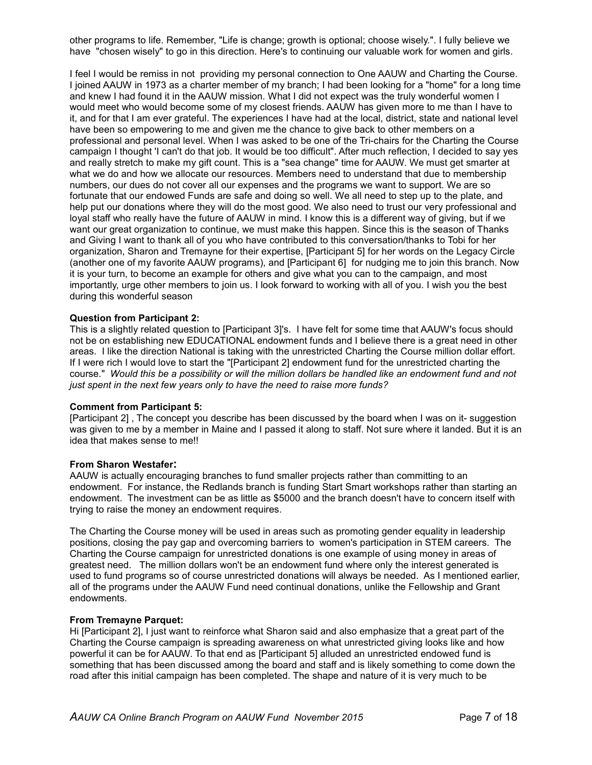other programs to life. Remember, "Life is change; growth is optional; choose wisely.". I fully believe we have "chosen wisely" to go in this direction. Here's to continuing our valuable work for women and girls.

I feel I would be remiss in not providing my personal connection to One AAUW and Charting the Course. I joined AAUW in 1973 as a charter member of my branch; I had been looking for a "home" for a long time and knew I had found it in the AAUW mission. What I did not expect was the truly wonderful women I would meet who would become some of my closest friends. AAUW has given more to me than I have to it, and for that I am ever grateful. The experiences I have had at the local, district, state and national level have been so empowering to me and given me the chance to give back to other members on a professional and personal level. When I was asked to be one of the Tri-chairs for the Charting the Course campaign I thought 'I can't do that job. It would be too difficult". After much reflection, I decided to say yes and really stretch to make my gift count. This is a "sea change" time for AAUW. We must get smarter at what we do and how we allocate our resources. Members need to understand that due to membership numbers, our dues do not cover all our expenses and the programs we want to support. We are so fortunate that our endowed Funds are safe and doing so well. We all need to step up to the plate, and help put our donations where they will do the most good. We also need to trust our very professional and loyal staff who really have the future of AAUW in mind. I know this is a different way of giving, but if we want our great organization to continue, we must make this happen. Since this is the season of Thanks and Giving I want to thank all of you who have contributed to this conversation/thanks to Tobi for her organization, Sharon and Tremayne for their expertise, [Participant 5] for her words on the Legacy Circle (another one of my favorite AAUW programs), and [Participant 6] for nudging me to join this branch. Now it is your turn, to become an example for others and give what you can to the campaign, and most importantly, urge other members to join us. I look forward to working with all of you. I wish you the best during this wonderful season

**Question from Participant 2:**
This is a slightly related question to [Participant 3]'s. I have felt for some time that AAUW's focus should not be on establishing new EDUCATIONAL endowment funds and I believe there is a great need in other areas. I like the direction National is taking with the unrestricted Charting the Course million dollar effort. If I were rich I would love to start the "[Participant 2] endowment fund for the unrestricted charting the course." *Would this be a possibility or will the million dollars be handled like an endowment fund and not just spent in the next few years only to have the need to raise more funds?*

**Comment from Participant 5:**
[Participant 2] , The concept you describe has been discussed by the board when I was on it- suggestion was given to me by a member in Maine and I passed it along to staff. Not sure where it landed. But it is an idea that makes sense to me!!

**From Sharon Westafer:**
AAUW is actually encouraging branches to fund smaller projects rather than committing to an endowment. For instance, the Redlands branch is funding Start Smart workshops rather than starting an endowment. The investment can be as little as $5000 and the branch doesn't have to concern itself with trying to raise the money an endowment requires.

The Charting the Course money will be used in areas such as promoting gender equality in leadership positions, closing the pay gap and overcoming barriers to women's participation in STEM careers. The Charting the Course campaign for unrestricted donations is one example of using money in areas of greatest need. The million dollars won't be an endowment fund where only the interest generated is used to fund programs so of course unrestricted donations will always be needed. As I mentioned earlier, all of the programs under the AAUW Fund need continual donations, unlike the Fellowship and Grant endowments.

**From Tremayne Parquet:**
Hi [Participant 2], I just want to reinforce what Sharon said and also emphasize that a great part of the Charting the Course campaign is spreading awareness on what unrestricted giving looks like and how powerful it can be for AAUW. To that end as [Participant 5] alluded an unrestricted endowed fund is something that has been discussed among the board and staff and is likely something to come down the road after this initial campaign has been completed. The shape and nature of it is very much to be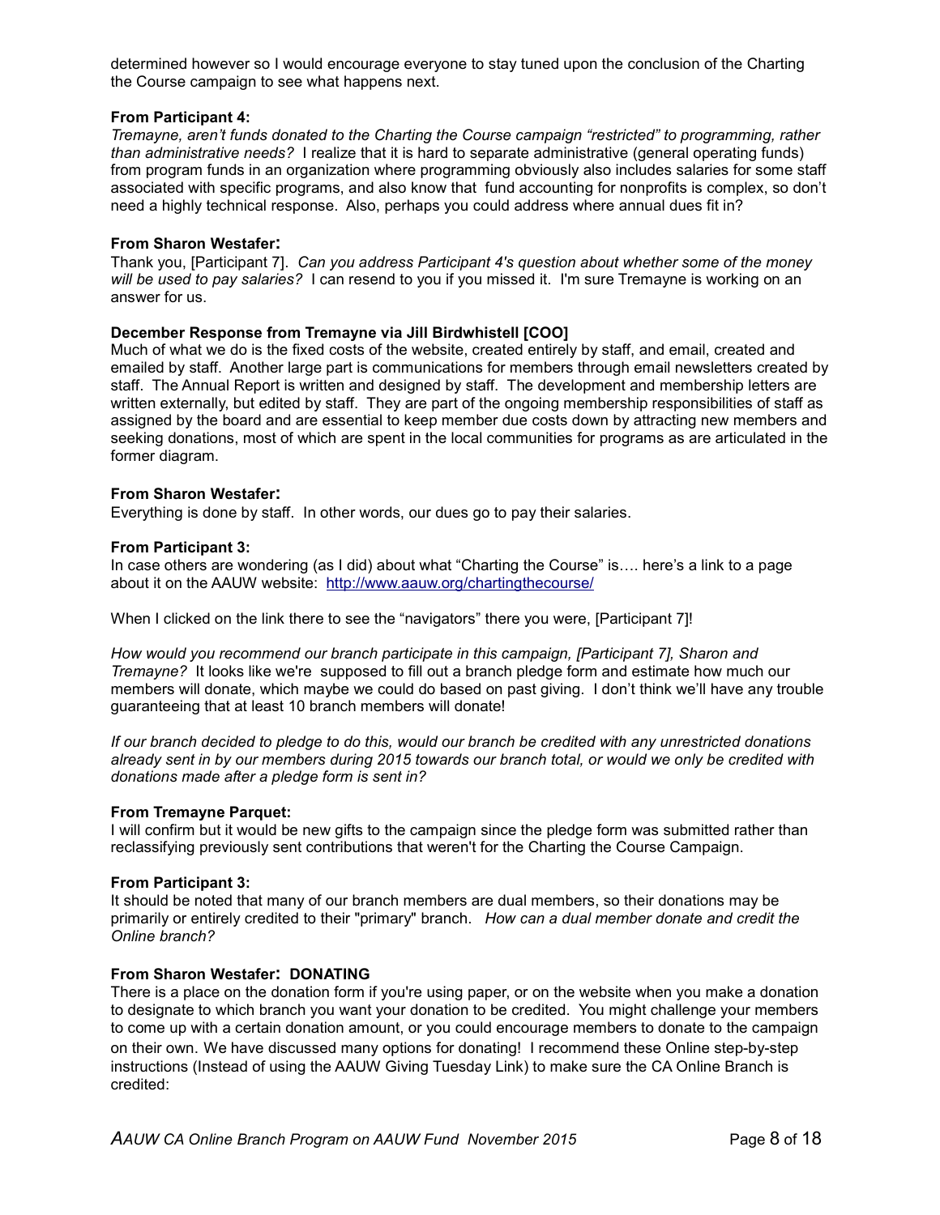determined however so I would encourage everyone to stay tuned upon the conclusion of the Charting the Course campaign to see what happens next.

**From Participant 4:**
*Tremayne, aren't funds donated to the Charting the Course campaign "restricted" to programming, rather than administrative needs?* I realize that it is hard to separate administrative (general operating funds) from program funds in an organization where programming obviously also includes salaries for some staff associated with specific programs, and also know that fund accounting for nonprofits is complex, so don't need a highly technical response. Also, perhaps you could address where annual dues fit in?

**From Sharon Westafer:**
Thank you, [Participant 7]. *Can you address Participant 4's question about whether some of the money will be used to pay salaries?* I can resend to you if you missed it. I'm sure Tremayne is working on an answer for us.

**December Response from Tremayne via Jill Birdwhistell [COO]**
Much of what we do is the fixed costs of the website, created entirely by staff, and email, created and emailed by staff. Another large part is communications for members through email newsletters created by staff. The Annual Report is written and designed by staff. The development and membership letters are written externally, but edited by staff. They are part of the ongoing membership responsibilities of staff as assigned by the board and are essential to keep member due costs down by attracting new members and seeking donations, most of which are spent in the local communities for programs as are articulated in the former diagram.

**From Sharon Westafer:**
Everything is done by staff. In other words, our dues go to pay their salaries.

**From Participant 3:**
In case others are wondering (as I did) about what "Charting the Course" is…. here's a link to a page about it on the AAUW website: http://www.aauw.org/chartingthecourse/

When I clicked on the link there to see the "navigators" there you were, [Participant 7]!

*How would you recommend our branch participate in this campaign, [Participant 7], Sharon and Tremayne?* It looks like we're supposed to fill out a branch pledge form and estimate how much our members will donate, which maybe we could do based on past giving. I don't think we'll have any trouble guaranteeing that at least 10 branch members will donate!

*If our branch decided to pledge to do this, would our branch be credited with any unrestricted donations already sent in by our members during 2015 towards our branch total, or would we only be credited with donations made after a pledge form is sent in?*

**From Tremayne Parquet:**
I will confirm but it would be new gifts to the campaign since the pledge form was submitted rather than reclassifying previously sent contributions that weren't for the Charting the Course Campaign.

**From Participant 3:**
It should be noted that many of our branch members are dual members, so their donations may be primarily or entirely credited to their "primary" branch. *How can a dual member donate and credit the Online branch?*

**From Sharon Westafer: DONATING**
There is a place on the donation form if you're using paper, or on the website when you make a donation to designate to which branch you want your donation to be credited. You might challenge your members to come up with a certain donation amount, or you could encourage members to donate to the campaign on their own. We have discussed many options for donating! I recommend these Online step-by-step instructions (Instead of using the AAUW Giving Tuesday Link) to make sure the CA Online Branch is credited: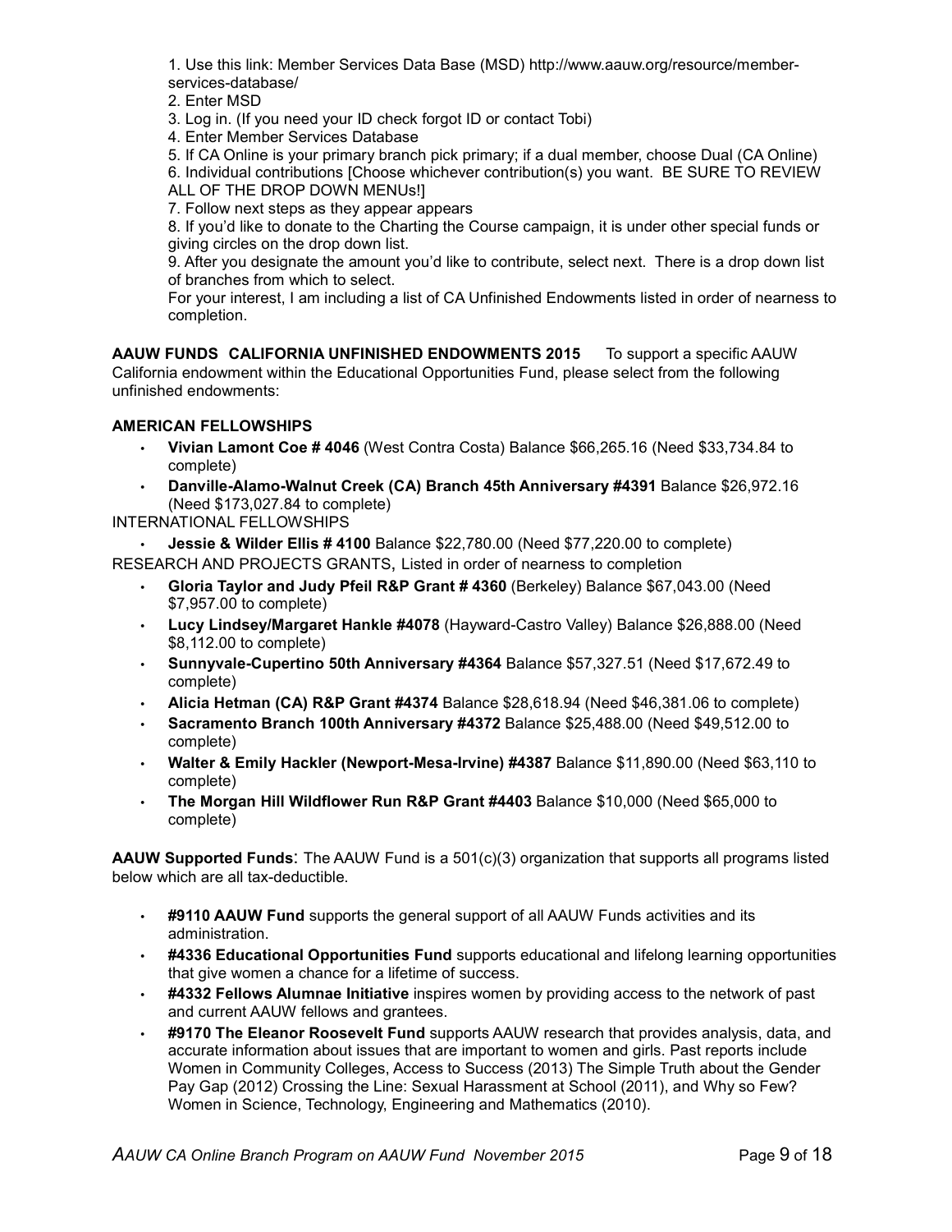1. Use this link: Member Services Data Base (MSD) http://www.aauw.org/resource/member-services-database/
2. Enter MSD
3. Log in. (If you need your ID check forgot ID or contact Tobi)
4. Enter Member Services Database
5. If CA Online is your primary branch pick primary; if a dual member, choose Dual (CA Online)
6. Individual contributions [Choose whichever contribution(s) you want. BE SURE TO REVIEW ALL OF THE DROP DOWN MENUs!]
7. Follow next steps as they appear appears
8. If you'd like to donate to the Charting the Course campaign, it is under other special funds or giving circles on the drop down list.
9. After you designate the amount you'd like to contribute, select next. There is a drop down list of branches from which to select.

For your interest, I am including a list of CA Unfinished Endowments listed in order of nearness to completion.

**AAUW FUNDS CALIFORNIA UNFINISHED ENDOWMENTS 2015** To support a specific AAUW California endowment within the Educational Opportunities Fund, please select from the following unfinished endowments:

**AMERICAN FELLOWSHIPS**

- **Vivian Lamont Coe # 4046** (West Contra Costa) Balance $66,265.16 (Need $33,734.84 to complete)
- **Danville-Alamo-Walnut Creek (CA) Branch 45th Anniversary #4391** Balance $26,972.16 (Need $173,027.84 to complete)

INTERNATIONAL FELLOWSHIPS

- **Jessie & Wilder Ellis # 4100** Balance $22,780.00 (Need $77,220.00 to complete)

RESEARCH AND PROJECTS GRANTS, Listed in order of nearness to completion

- **Gloria Taylor and Judy Pfeil R&P Grant # 4360** (Berkeley) Balance $67,043.00 (Need $7,957.00 to complete)
- **Lucy Lindsey/Margaret Hankle #4078** (Hayward-Castro Valley) Balance $26,888.00 (Need $8,112.00 to complete)
- **Sunnyvale-Cupertino 50th Anniversary #4364** Balance $57,327.51 (Need $17,672.49 to complete)
- **Alicia Hetman (CA) R&P Grant #4374** Balance $28,618.94 (Need $46,381.06 to complete)
- **Sacramento Branch 100th Anniversary #4372** Balance $25,488.00 (Need $49,512.00 to complete)
- **Walter & Emily Hackler (Newport-Mesa-Irvine) #4387** Balance $11,890.00 (Need $63,110 to complete)
- **The Morgan Hill Wildflower Run R&P Grant #4403** Balance $10,000 (Need $65,000 to complete)

**AAUW Supported Funds**: The AAUW Fund is a 501(c)(3) organization that supports all programs listed below which are all tax-deductible.

- **#9110 AAUW Fund** supports the general support of all AAUW Funds activities and its administration.
- **#4336 Educational Opportunities Fund** supports educational and lifelong learning opportunities that give women a chance for a lifetime of success.
- **#4332 Fellows Alumnae Initiative** inspires women by providing access to the network of past and current AAUW fellows and grantees.
- **#9170 The Eleanor Roosevelt Fund** supports AAUW research that provides analysis, data, and accurate information about issues that are important to women and girls. Past reports include Women in Community Colleges, Access to Success (2013) The Simple Truth about the Gender Pay Gap (2012) Crossing the Line: Sexual Harassment at School (2011), and Why so Few? Women in Science, Technology, Engineering and Mathematics (2010).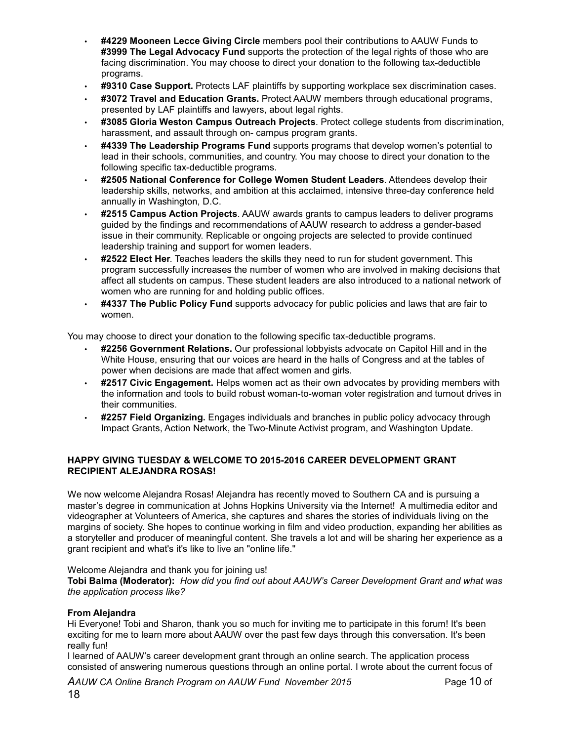- **#4229 Mooneen Lecce Giving Circle** members pool their contributions to AAUW Funds to **#3999 The Legal Advocacy Fund** supports the protection of the legal rights of those who are facing discrimination. You may choose to direct your donation to the following tax-deductible programs.
- **#9310 Case Support.** Protects LAF plaintiffs by supporting workplace sex discrimination cases.
- **#3072 Travel and Education Grants.** Protect AAUW members through educational programs, presented by LAF plaintiffs and lawyers, about legal rights.
- **#3085 Gloria Weston Campus Outreach Projects**. Protect college students from discrimination, harassment, and assault through on- campus program grants.
- **#4339 The Leadership Programs Fund** supports programs that develop women's potential to lead in their schools, communities, and country. You may choose to direct your donation to the following specific tax-deductible programs.
- **#2505 National Conference for College Women Student Leaders**. Attendees develop their leadership skills, networks, and ambition at this acclaimed, intensive three-day conference held annually in Washington, D.C.
- **#2515 Campus Action Projects**. AAUW awards grants to campus leaders to deliver programs guided by the findings and recommendations of AAUW research to address a gender-based issue in their community. Replicable or ongoing projects are selected to provide continued leadership training and support for women leaders.
- **#2522 Elect Her**. Teaches leaders the skills they need to run for student government. This program successfully increases the number of women who are involved in making decisions that affect all students on campus. These student leaders are also introduced to a national network of women who are running for and holding public offices.
- **#4337 The Public Policy Fund** supports advocacy for public policies and laws that are fair to women.

You may choose to direct your donation to the following specific tax-deductible programs.

- **#2256 Government Relations.** Our professional lobbyists advocate on Capitol Hill and in the White House, ensuring that our voices are heard in the halls of Congress and at the tables of power when decisions are made that affect women and girls.
- **#2517 Civic Engagement.** Helps women act as their own advocates by providing members with the information and tools to build robust woman-to-woman voter registration and turnout drives in their communities.
- **#2257 Field Organizing.** Engages individuals and branches in public policy advocacy through Impact Grants, Action Network, the Two-Minute Activist program, and Washington Update.

**HAPPY GIVING TUESDAY & WELCOME TO 2015-2016 CAREER DEVELOPMENT GRANT RECIPIENT ALEJANDRA ROSAS!**

We now welcome Alejandra Rosas! Alejandra has recently moved to Southern CA and is pursuing a master's degree in communication at Johns Hopkins University via the Internet! A multimedia editor and videographer at Volunteers of America, she captures and shares the stories of individuals living on the margins of society. She hopes to continue working in film and video production, expanding her abilities as a storyteller and producer of meaningful content. She travels a lot and will be sharing her experience as a grant recipient and what's it's like to live an "online life."

Welcome Alejandra and thank you for joining us!

**Tobi Balma (Moderator):** *How did you find out about AAUW's Career Development Grant and what was the application process like?*

**From Alejandra**

Hi Everyone! Tobi and Sharon, thank you so much for inviting me to participate in this forum! It's been exciting for me to learn more about AAUW over the past few days through this conversation. It's been really fun!

I learned of AAUW's career development grant through an online search. The application process consisted of answering numerous questions through an online portal. I wrote about the current focus of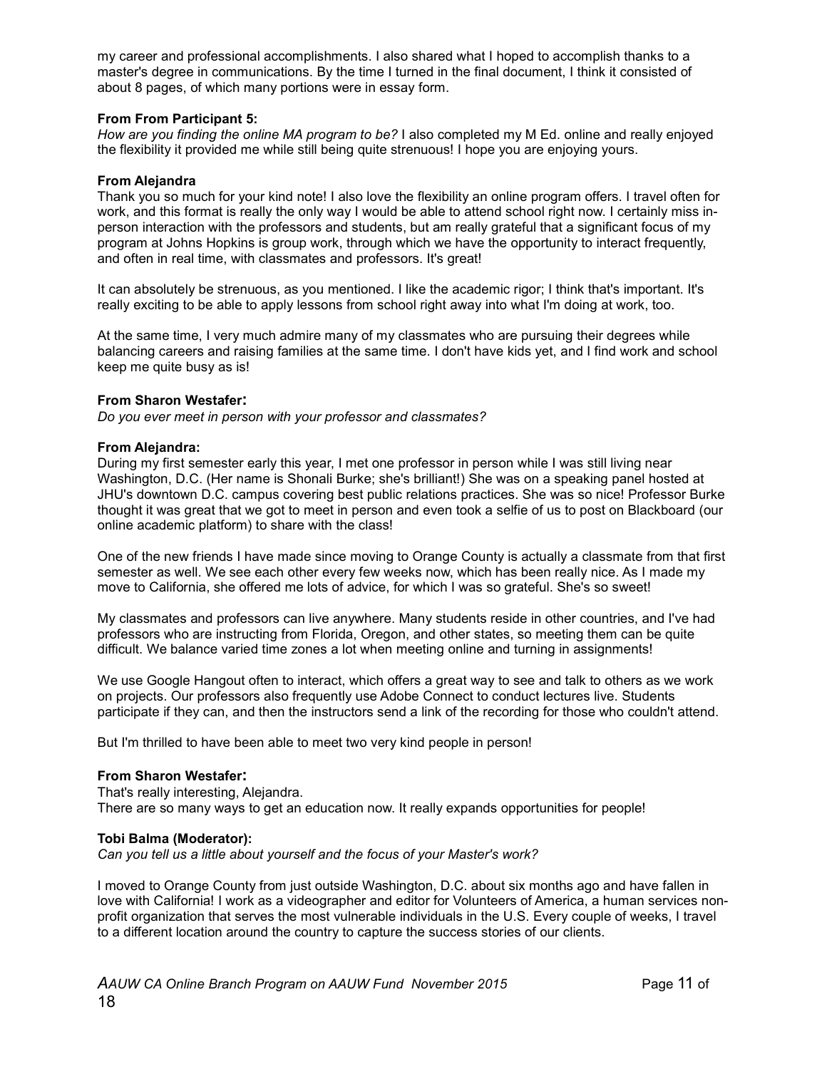my career and professional accomplishments. I also shared what I hoped to accomplish thanks to a master's degree in communications. By the time I turned in the final document, I think it consisted of about 8 pages, of which many portions were in essay form.

**From From Participant 5:**
*How are you finding the online MA program to be?* I also completed my M Ed. online and really enjoyed the flexibility it provided me while still being quite strenuous! I hope you are enjoying yours.

**From Alejandra**
Thank you so much for your kind note! I also love the flexibility an online program offers. I travel often for work, and this format is really the only way I would be able to attend school right now. I certainly miss in-person interaction with the professors and students, but am really grateful that a significant focus of my program at Johns Hopkins is group work, through which we have the opportunity to interact frequently, and often in real time, with classmates and professors. It's great!

It can absolutely be strenuous, as you mentioned. I like the academic rigor; I think that's important. It's really exciting to be able to apply lessons from school right away into what I'm doing at work, too.

At the same time, I very much admire many of my classmates who are pursuing their degrees while balancing careers and raising families at the same time. I don't have kids yet, and I find work and school keep me quite busy as is!

**From Sharon Westafer:**
*Do you ever meet in person with your professor and classmates?*

**From Alejandra:**
During my first semester early this year, I met one professor in person while I was still living near Washington, D.C. (Her name is Shonali Burke; she's brilliant!) She was on a speaking panel hosted at JHU's downtown D.C. campus covering best public relations practices. She was so nice! Professor Burke thought it was great that we got to meet in person and even took a selfie of us to post on Blackboard (our online academic platform) to share with the class!

One of the new friends I have made since moving to Orange County is actually a classmate from that first semester as well. We see each other every few weeks now, which has been really nice. As I made my move to California, she offered me lots of advice, for which I was so grateful. She's so sweet!

My classmates and professors can live anywhere. Many students reside in other countries, and I've had professors who are instructing from Florida, Oregon, and other states, so meeting them can be quite difficult. We balance varied time zones a lot when meeting online and turning in assignments!

We use Google Hangout often to interact, which offers a great way to see and talk to others as we work on projects. Our professors also frequently use Adobe Connect to conduct lectures live. Students participate if they can, and then the instructors send a link of the recording for those who couldn't attend.

But I'm thrilled to have been able to meet two very kind people in person!

**From Sharon Westafer:**
That's really interesting, Alejandra.
There are so many ways to get an education now. It really expands opportunities for people!

**Tobi Balma (Moderator):**
*Can you tell us a little about yourself and the focus of your Master's work?*

I moved to Orange County from just outside Washington, D.C. about six months ago and have fallen in love with California! I work as a videographer and editor for Volunteers of America, a human services non-profit organization that serves the most vulnerable individuals in the U.S. Every couple of weeks, I travel to a different location around the country to capture the success stories of our clients.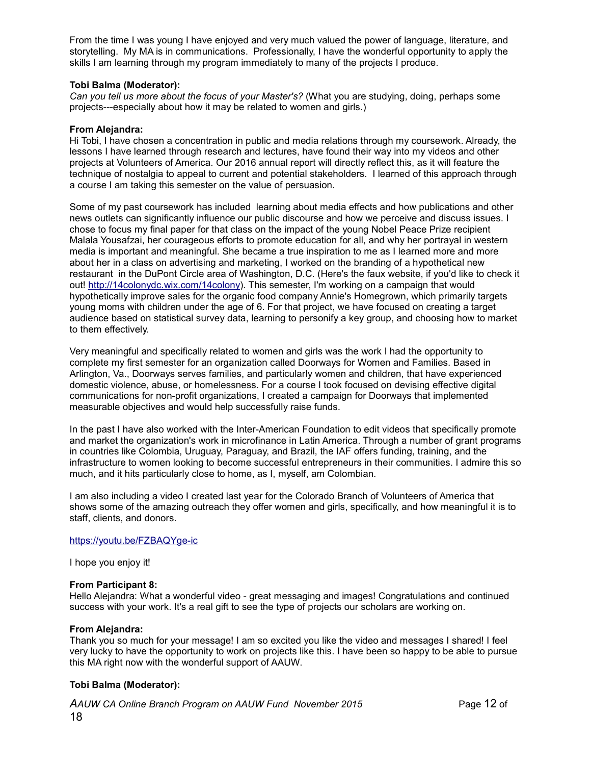From the time I was young I have enjoyed and very much valued the power of language, literature, and storytelling. My MA is in communications. Professionally, I have the wonderful opportunity to apply the skills I am learning through my program immediately to many of the projects I produce.

**Tobi Balma (Moderator):**
*Can you tell us more about the focus of your Master's?* (What you are studying, doing, perhaps some projects---especially about how it may be related to women and girls.)

**From Alejandra:**
Hi Tobi, I have chosen a concentration in public and media relations through my coursework. Already, the lessons I have learned through research and lectures, have found their way into my videos and other projects at Volunteers of America. Our 2016 annual report will directly reflect this, as it will feature the technique of nostalgia to appeal to current and potential stakeholders. I learned of this approach through a course I am taking this semester on the value of persuasion.

Some of my past coursework has included learning about media effects and how publications and other news outlets can significantly influence our public discourse and how we perceive and discuss issues. I chose to focus my final paper for that class on the impact of the young Nobel Peace Prize recipient Malala Yousafzai, her courageous efforts to promote education for all, and why her portrayal in western media is important and meaningful. She became a true inspiration to me as I learned more and more about her in a class on advertising and marketing, I worked on the branding of a hypothetical new restaurant in the DuPont Circle area of Washington, D.C. (Here's the faux website, if you'd like to check it out! http://14colonydc.wix.com/14colony). This semester, I'm working on a campaign that would hypothetically improve sales for the organic food company Annie's Homegrown, which primarily targets young moms with children under the age of 6. For that project, we have focused on creating a target audience based on statistical survey data, learning to personify a key group, and choosing how to market to them effectively.

Very meaningful and specifically related to women and girls was the work I had the opportunity to complete my first semester for an organization called Doorways for Women and Families. Based in Arlington, Va., Doorways serves families, and particularly women and children, that have experienced domestic violence, abuse, or homelessness. For a course I took focused on devising effective digital communications for non-profit organizations, I created a campaign for Doorways that implemented measurable objectives and would help successfully raise funds.

In the past I have also worked with the Inter-American Foundation to edit videos that specifically promote and market the organization's work in microfinance in Latin America. Through a number of grant programs in countries like Colombia, Uruguay, Paraguay, and Brazil, the IAF offers funding, training, and the infrastructure to women looking to become successful entrepreneurs in their communities. I admire this so much, and it hits particularly close to home, as I, myself, am Colombian.

I am also including a video I created last year for the Colorado Branch of Volunteers of America that shows some of the amazing outreach they offer women and girls, specifically, and how meaningful it is to staff, clients, and donors.

https://youtu.be/FZBAQYge-ic

I hope you enjoy it!

**From Participant 8:**
Hello Alejandra: What a wonderful video - great messaging and images! Congratulations and continued success with your work. It's a real gift to see the type of projects our scholars are working on.

**From Alejandra:**
Thank you so much for your message! I am so excited you like the video and messages I shared! I feel very lucky to have the opportunity to work on projects like this. I have been so happy to be able to pursue this MA right now with the wonderful support of AAUW.

**Tobi Balma (Moderator):**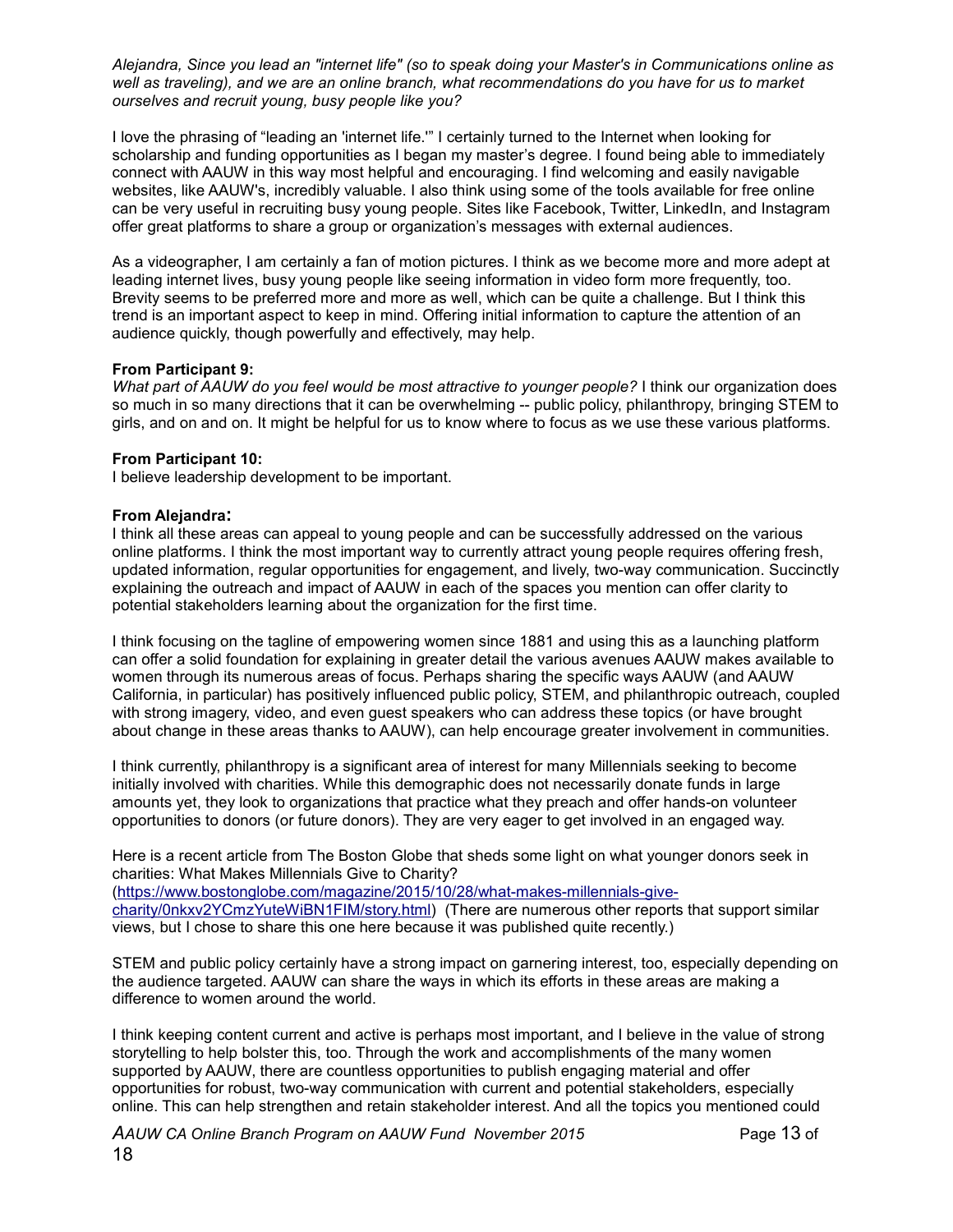*Alejandra, Since you lead an "internet life" (so to speak doing your Master's in Communications online as well as traveling), and we are an online branch, what recommendations do you have for us to market ourselves and recruit young, busy people like you?*

I love the phrasing of "leading an 'internet life.'" I certainly turned to the Internet when looking for scholarship and funding opportunities as I began my master's degree. I found being able to immediately connect with AAUW in this way most helpful and encouraging. I find welcoming and easily navigable websites, like AAUW's, incredibly valuable. I also think using some of the tools available for free online can be very useful in recruiting busy young people. Sites like Facebook, Twitter, LinkedIn, and Instagram offer great platforms to share a group or organization's messages with external audiences.

As a videographer, I am certainly a fan of motion pictures. I think as we become more and more adept at leading internet lives, busy young people like seeing information in video form more frequently, too. Brevity seems to be preferred more and more as well, which can be quite a challenge. But I think this trend is an important aspect to keep in mind. Offering initial information to capture the attention of an audience quickly, though powerfully and effectively, may help.

**From Participant 9:**
*What part of AAUW do you feel would be most attractive to younger people?* I think our organization does so much in so many directions that it can be overwhelming -- public policy, philanthropy, bringing STEM to girls, and on and on. It might be helpful for us to know where to focus as we use these various platforms.

**From Participant 10:**
I believe leadership development to be important.

**From Alejandra:**
I think all these areas can appeal to young people and can be successfully addressed on the various online platforms. I think the most important way to currently attract young people requires offering fresh, updated information, regular opportunities for engagement, and lively, two-way communication. Succinctly explaining the outreach and impact of AAUW in each of the spaces you mention can offer clarity to potential stakeholders learning about the organization for the first time.

I think focusing on the tagline of empowering women since 1881 and using this as a launching platform can offer a solid foundation for explaining in greater detail the various avenues AAUW makes available to women through its numerous areas of focus. Perhaps sharing the specific ways AAUW (and AAUW California, in particular) has positively influenced public policy, STEM, and philanthropic outreach, coupled with strong imagery, video, and even guest speakers who can address these topics (or have brought about change in these areas thanks to AAUW), can help encourage greater involvement in communities.

I think currently, philanthropy is a significant area of interest for many Millennials seeking to become initially involved with charities. While this demographic does not necessarily donate funds in large amounts yet, they look to organizations that practice what they preach and offer hands-on volunteer opportunities to donors (or future donors). They are very eager to get involved in an engaged way.

Here is a recent article from The Boston Globe that sheds some light on what younger donors seek in charities: What Makes Millennials Give to Charity? (https://www.bostonglobe.com/magazine/2015/10/28/what-makes-millennials-give-charity/0nkxv2YCmzYuteWiBN1FIM/story.html) (There are numerous other reports that support similar views, but I chose to share this one here because it was published quite recently.)

STEM and public policy certainly have a strong impact on garnering interest, too, especially depending on the audience targeted. AAUW can share the ways in which its efforts in these areas are making a difference to women around the world.

I think keeping content current and active is perhaps most important, and I believe in the value of strong storytelling to help bolster this, too. Through the work and accomplishments of the many women supported by AAUW, there are countless opportunities to publish engaging material and offer opportunities for robust, two-way communication with current and potential stakeholders, especially online. This can help strengthen and retain stakeholder interest. And all the topics you mentioned could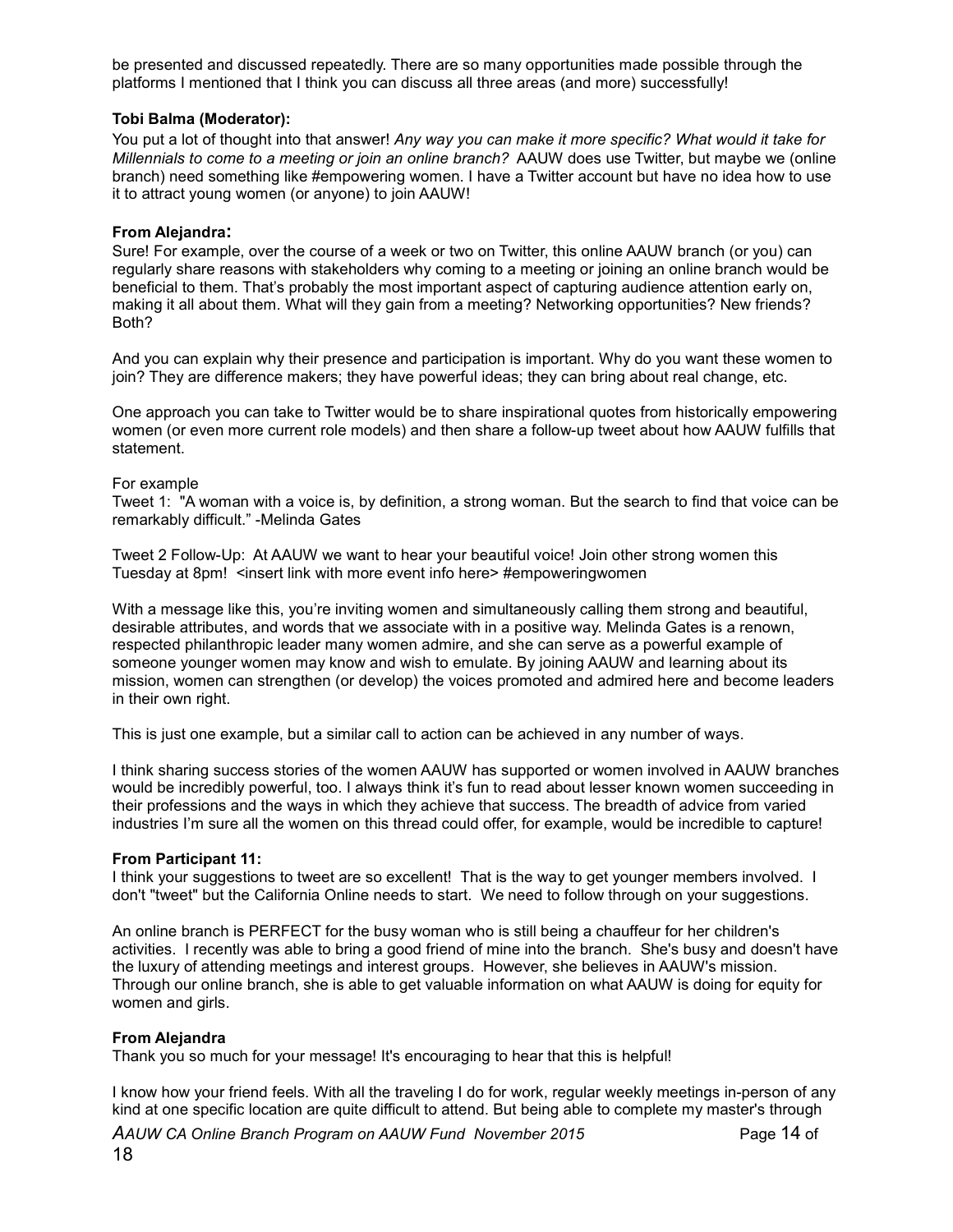be presented and discussed repeatedly. There are so many opportunities made possible through the platforms I mentioned that I think you can discuss all three areas (and more) successfully!

**Tobi Balma (Moderator):**

You put a lot of thought into that answer! *Any way you can make it more specific? What would it take for Millennials to come to a meeting or join an online branch?* AAUW does use Twitter, but maybe we (online branch) need something like #empowering women. I have a Twitter account but have no idea how to use it to attract young women (or anyone) to join AAUW!

**From Alejandra:**

Sure! For example, over the course of a week or two on Twitter, this online AAUW branch (or you) can regularly share reasons with stakeholders why coming to a meeting or joining an online branch would be beneficial to them. That's probably the most important aspect of capturing audience attention early on, making it all about them. What will they gain from a meeting? Networking opportunities? New friends? Both?

And you can explain why their presence and participation is important. Why do you want these women to join? They are difference makers; they have powerful ideas; they can bring about real change, etc.

One approach you can take to Twitter would be to share inspirational quotes from historically empowering women (or even more current role models) and then share a follow-up tweet about how AAUW fulfills that statement.

For example

Tweet 1: "A woman with a voice is, by definition, a strong woman. But the search to find that voice can be remarkably difficult." -Melinda Gates

Tweet 2 Follow-Up: At AAUW we want to hear your beautiful voice! Join other strong women this Tuesday at 8pm! <insert link with more event info here> #empoweringwomen

With a message like this, you're inviting women and simultaneously calling them strong and beautiful, desirable attributes, and words that we associate with in a positive way. Melinda Gates is a renown, respected philanthropic leader many women admire, and she can serve as a powerful example of someone younger women may know and wish to emulate. By joining AAUW and learning about its mission, women can strengthen (or develop) the voices promoted and admired here and become leaders in their own right.

This is just one example, but a similar call to action can be achieved in any number of ways.

I think sharing success stories of the women AAUW has supported or women involved in AAUW branches would be incredibly powerful, too. I always think it's fun to read about lesser known women succeeding in their professions and the ways in which they achieve that success. The breadth of advice from varied industries I'm sure all the women on this thread could offer, for example, would be incredible to capture!

**From Participant 11:**

I think your suggestions to tweet are so excellent! That is the way to get younger members involved. I don't "tweet" but the California Online needs to start. We need to follow through on your suggestions.

An online branch is PERFECT for the busy woman who is still being a chauffeur for her children's activities. I recently was able to bring a good friend of mine into the branch. She's busy and doesn't have the luxury of attending meetings and interest groups. However, she believes in AAUW's mission. Through our online branch, she is able to get valuable information on what AAUW is doing for equity for women and girls.

**From Alejandra**

Thank you so much for your message! It's encouraging to hear that this is helpful!

I know how your friend feels. With all the traveling I do for work, regular weekly meetings in-person of any kind at one specific location are quite difficult to attend. But being able to complete my master's through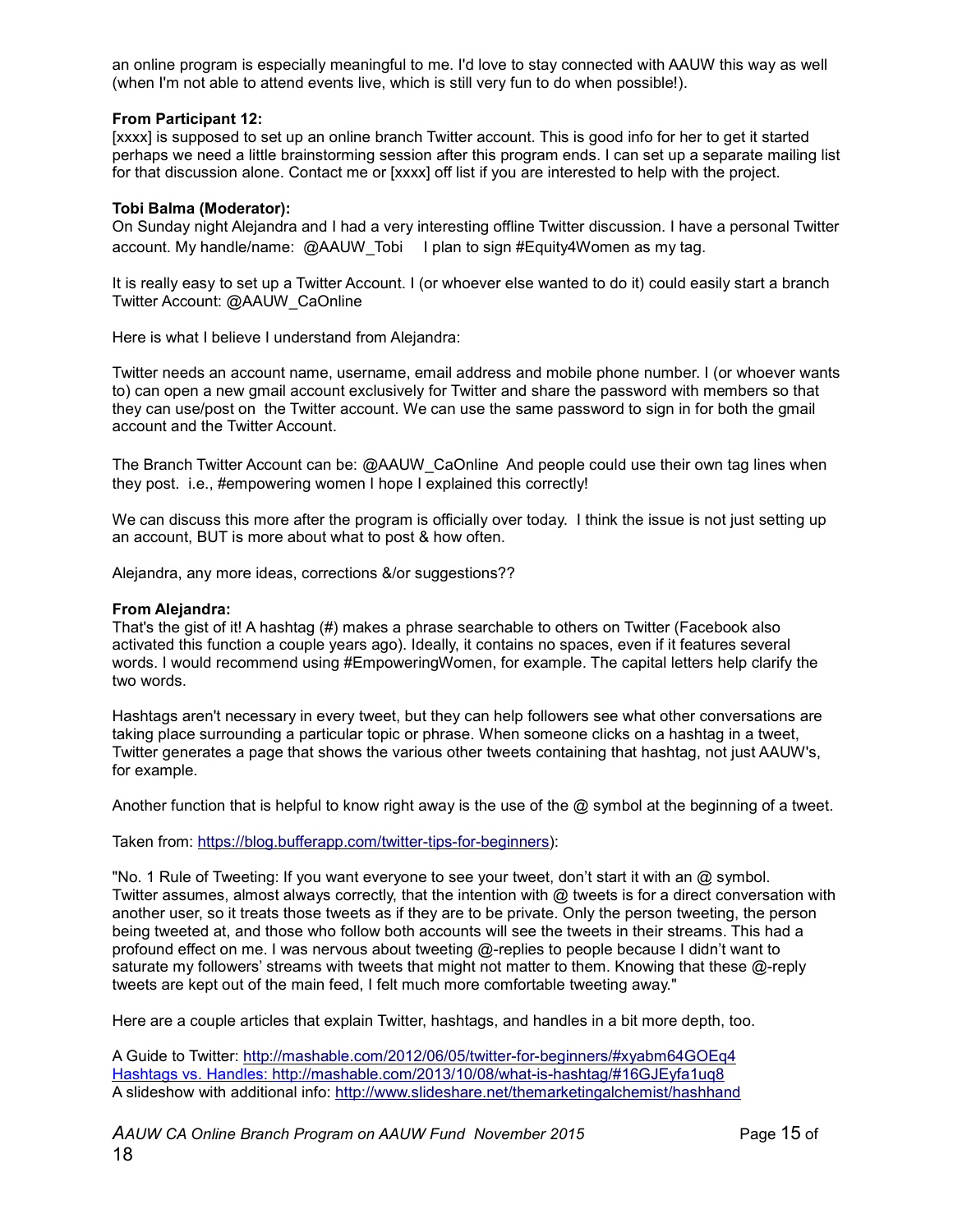an online program is especially meaningful to me. I'd love to stay connected with AAUW this way as well (when I'm not able to attend events live, which is still very fun to do when possible!).

**From Participant 12:**
[xxxx] is supposed to set up an online branch Twitter account. This is good info for her to get it started perhaps we need a little brainstorming session after this program ends. I can set up a separate mailing list for that discussion alone. Contact me or [xxxx] off list if you are interested to help with the project.

**Tobi Balma (Moderator):**
On Sunday night Alejandra and I had a very interesting offline Twitter discussion. I have a personal Twitter account. My handle/name: @AAUW_Tobi I plan to sign #Equity4Women as my tag.

It is really easy to set up a Twitter Account. I (or whoever else wanted to do it) could easily start a branch Twitter Account: @AAUW_CaOnline

Here is what I believe I understand from Alejandra:

Twitter needs an account name, username, email address and mobile phone number. I (or whoever wants to) can open a new gmail account exclusively for Twitter and share the password with members so that they can use/post on the Twitter account. We can use the same password to sign in for both the gmail account and the Twitter Account.

The Branch Twitter Account can be: @AAUW_CaOnline And people could use their own tag lines when they post. i.e., #empowering women I hope I explained this correctly!

We can discuss this more after the program is officially over today. I think the issue is not just setting up an account, BUT is more about what to post & how often.

Alejandra, any more ideas, corrections &/or suggestions??

**From Alejandra:**
That's the gist of it! A hashtag (#) makes a phrase searchable to others on Twitter (Facebook also activated this function a couple years ago). Ideally, it contains no spaces, even if it features several words. I would recommend using #EmpoweringWomen, for example. The capital letters help clarify the two words.

Hashtags aren't necessary in every tweet, but they can help followers see what other conversations are taking place surrounding a particular topic or phrase. When someone clicks on a hashtag in a tweet, Twitter generates a page that shows the various other tweets containing that hashtag, not just AAUW's, for example.

Another function that is helpful to know right away is the use of the @ symbol at the beginning of a tweet.

Taken from: https://blog.bufferapp.com/twitter-tips-for-beginners):

"No. 1 Rule of Tweeting: If you want everyone to see your tweet, don't start it with an @ symbol. Twitter assumes, almost always correctly, that the intention with @ tweets is for a direct conversation with another user, so it treats those tweets as if they are to be private. Only the person tweeting, the person being tweeted at, and those who follow both accounts will see the tweets in their streams. This had a profound effect on me. I was nervous about tweeting @-replies to people because I didn't want to saturate my followers' streams with tweets that might not matter to them. Knowing that these @-reply tweets are kept out of the main feed, I felt much more comfortable tweeting away."

Here are a couple articles that explain Twitter, hashtags, and handles in a bit more depth, too.

A Guide to Twitter: http://mashable.com/2012/06/05/twitter-for-beginners/#xyabm64GOEq4
Hashtags vs. Handles: http://mashable.com/2013/10/08/what-is-hashtag/#16GJEyfa1uq8
A slideshow with additional info: http://www.slideshare.net/themarketingalchemist/hashhand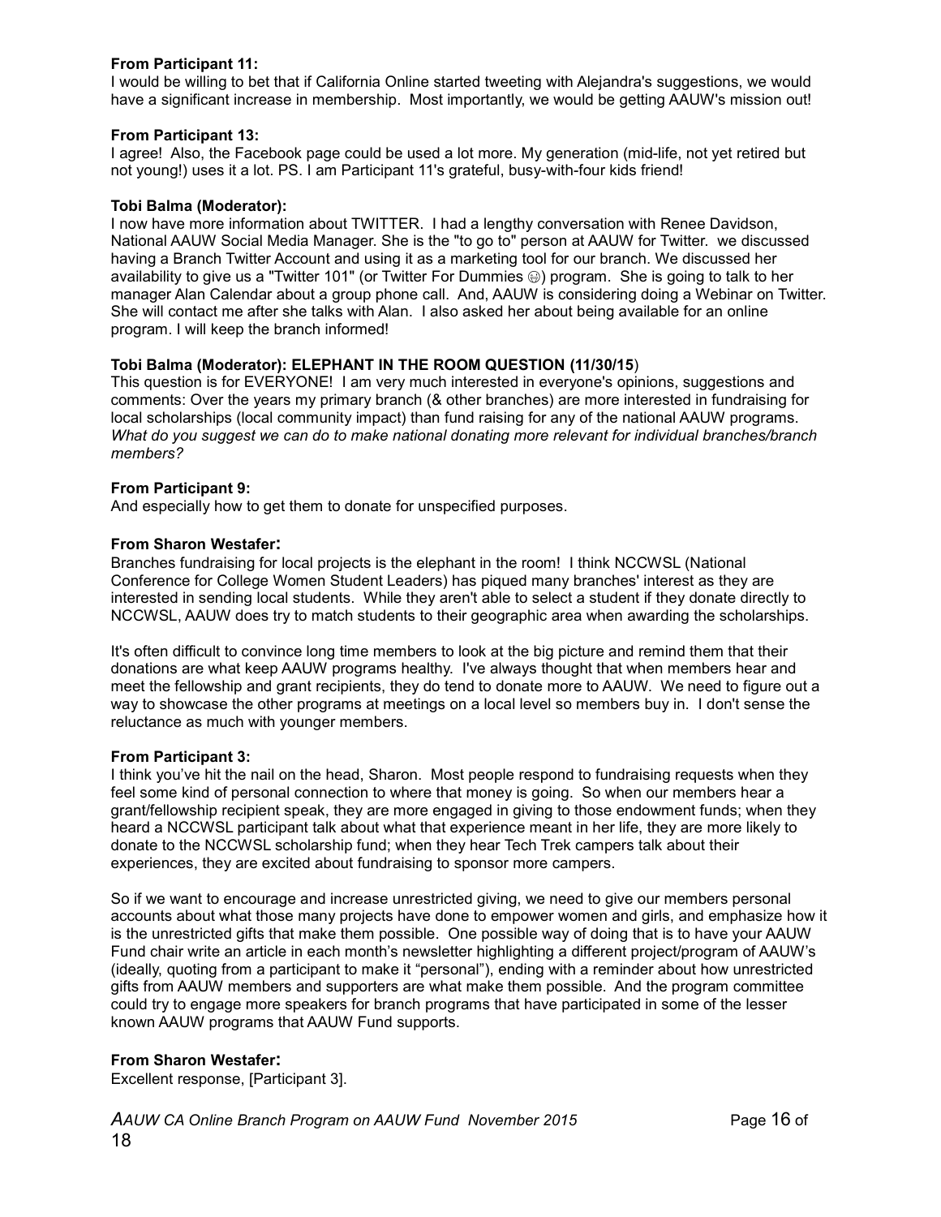**From Participant 11:**
I would be willing to bet that if California Online started tweeting with Alejandra's suggestions, we would have a significant increase in membership. Most importantly, we would be getting AAUW's mission out!

**From Participant 13:**
I agree! Also, the Facebook page could be used a lot more. My generation (mid-life, not yet retired but not young!) uses it a lot. PS. I am Participant 11's grateful, busy-with-four kids friend!

**Tobi Balma (Moderator):**
I now have more information about TWITTER. I had a lengthy conversation with Renee Davidson, National AAUW Social Media Manager. She is the "to go to" person at AAUW for Twitter. we discussed having a Branch Twitter Account and using it as a marketing tool for our branch. We discussed her availability to give us a "Twitter 101" (or Twitter For Dummies ☺) program. She is going to talk to her manager Alan Calendar about a group phone call. And, AAUW is considering doing a Webinar on Twitter. She will contact me after she talks with Alan. I also asked her about being available for an online program. I will keep the branch informed!

**Tobi Balma (Moderator): ELEPHANT IN THE ROOM QUESTION (11/30/15)**
This question is for EVERYONE! I am very much interested in everyone's opinions, suggestions and comments: Over the years my primary branch (& other branches) are more interested in fundraising for local scholarships (local community impact) than fund raising for any of the national AAUW programs. *What do you suggest we can do to make national donating more relevant for individual branches/branch members?*

**From Participant 9:**
And especially how to get them to donate for unspecified purposes.

**From Sharon Westafer:**
Branches fundraising for local projects is the elephant in the room! I think NCCWSL (National Conference for College Women Student Leaders) has piqued many branches' interest as they are interested in sending local students. While they aren't able to select a student if they donate directly to NCCWSL, AAUW does try to match students to their geographic area when awarding the scholarships.

It's often difficult to convince long time members to look at the big picture and remind them that their donations are what keep AAUW programs healthy. I've always thought that when members hear and meet the fellowship and grant recipients, they do tend to donate more to AAUW. We need to figure out a way to showcase the other programs at meetings on a local level so members buy in. I don't sense the reluctance as much with younger members.

**From Participant 3:**
I think you've hit the nail on the head, Sharon. Most people respond to fundraising requests when they feel some kind of personal connection to where that money is going. So when our members hear a grant/fellowship recipient speak, they are more engaged in giving to those endowment funds; when they heard a NCCWSL participant talk about what that experience meant in her life, they are more likely to donate to the NCCWSL scholarship fund; when they hear Tech Trek campers talk about their experiences, they are excited about fundraising to sponsor more campers.

So if we want to encourage and increase unrestricted giving, we need to give our members personal accounts about what those many projects have done to empower women and girls, and emphasize how it is the unrestricted gifts that make them possible. One possible way of doing that is to have your AAUW Fund chair write an article in each month's newsletter highlighting a different project/program of AAUW's (ideally, quoting from a participant to make it "personal"), ending with a reminder about how unrestricted gifts from AAUW members and supporters are what make them possible. And the program committee could try to engage more speakers for branch programs that have participated in some of the lesser known AAUW programs that AAUW Fund supports.

**From Sharon Westafer:**
Excellent response, [Participant 3].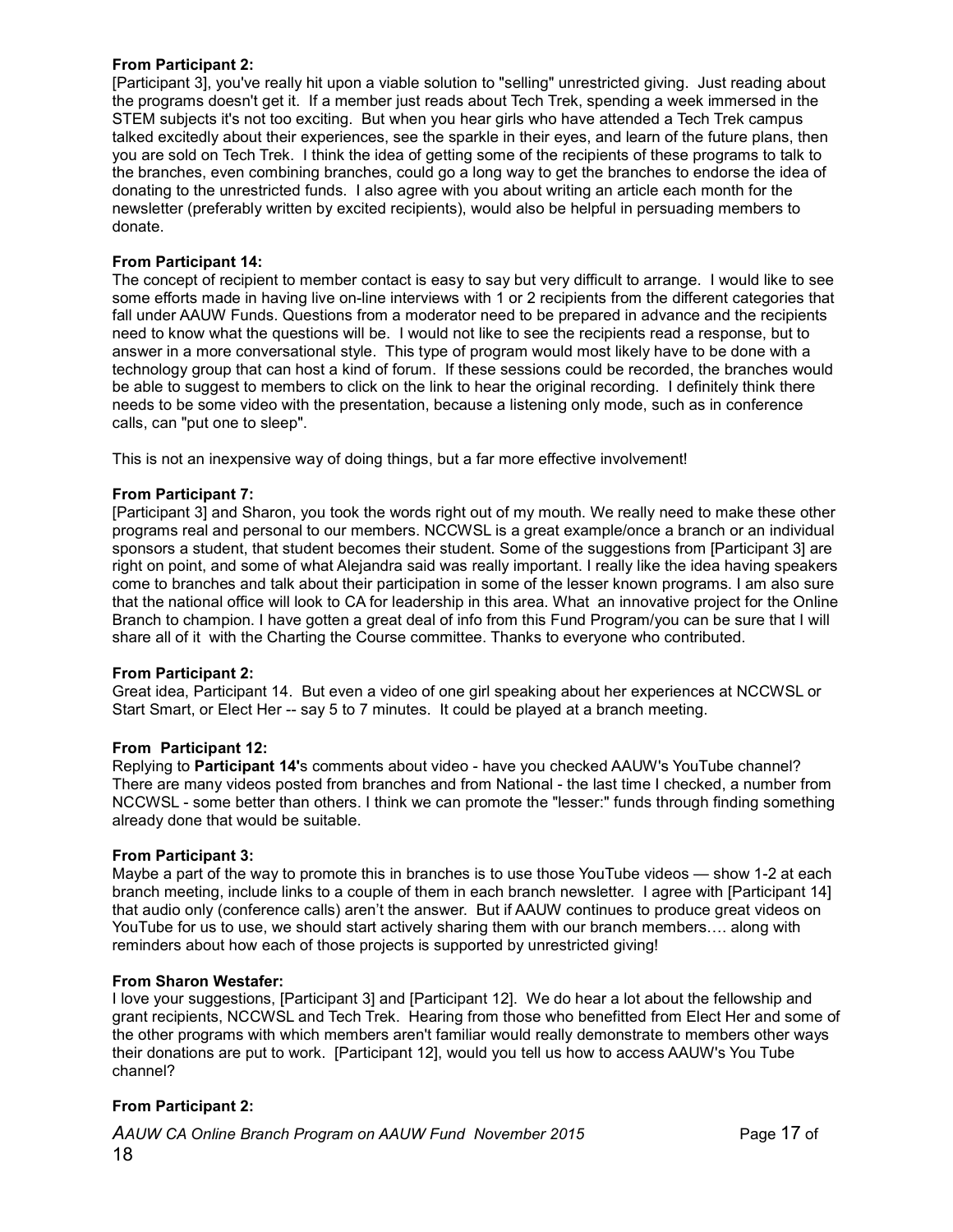**From Participant 2:**
[Participant 3], you've really hit upon a viable solution to "selling" unrestricted giving. Just reading about the programs doesn't get it. If a member just reads about Tech Trek, spending a week immersed in the STEM subjects it's not too exciting. But when you hear girls who have attended a Tech Trek campus talked excitedly about their experiences, see the sparkle in their eyes, and learn of the future plans, then you are sold on Tech Trek. I think the idea of getting some of the recipients of these programs to talk to the branches, even combining branches, could go a long way to get the branches to endorse the idea of donating to the unrestricted funds. I also agree with you about writing an article each month for the newsletter (preferably written by excited recipients), would also be helpful in persuading members to donate.

**From Participant 14:**
The concept of recipient to member contact is easy to say but very difficult to arrange. I would like to see some efforts made in having live on-line interviews with 1 or 2 recipients from the different categories that fall under AAUW Funds. Questions from a moderator need to be prepared in advance and the recipients need to know what the questions will be. I would not like to see the recipients read a response, but to answer in a more conversational style. This type of program would most likely have to be done with a technology group that can host a kind of forum. If these sessions could be recorded, the branches would be able to suggest to members to click on the link to hear the original recording. I definitely think there needs to be some video with the presentation, because a listening only mode, such as in conference calls, can "put one to sleep".

This is not an inexpensive way of doing things, but a far more effective involvement!

**From Participant 7:**
[Participant 3] and Sharon, you took the words right out of my mouth. We really need to make these other programs real and personal to our members. NCCWSL is a great example/once a branch or an individual sponsors a student, that student becomes their student. Some of the suggestions from [Participant 3] are right on point, and some of what Alejandra said was really important. I really like the idea having speakers come to branches and talk about their participation in some of the lesser known programs. I am also sure that the national office will look to CA for leadership in this area. What an innovative project for the Online Branch to champion. I have gotten a great deal of info from this Fund Program/you can be sure that I will share all of it with the Charting the Course committee. Thanks to everyone who contributed.

**From Participant 2:**
Great idea, Participant 14. But even a video of one girl speaking about her experiences at NCCWSL or Start Smart, or Elect Her -- say 5 to 7 minutes. It could be played at a branch meeting.

**From Participant 12:**
Replying to **Participant 14'**s comments about video - have you checked AAUW's YouTube channel? There are many videos posted from branches and from National - the last time I checked, a number from NCCWSL - some better than others. I think we can promote the "lesser:" funds through finding something already done that would be suitable.

**From Participant 3:**
Maybe a part of the way to promote this in branches is to use those YouTube videos — show 1-2 at each branch meeting, include links to a couple of them in each branch newsletter. I agree with [Participant 14] that audio only (conference calls) aren't the answer. But if AAUW continues to produce great videos on YouTube for us to use, we should start actively sharing them with our branch members…. along with reminders about how each of those projects is supported by unrestricted giving!

**From Sharon Westafer:**
I love your suggestions, [Participant 3] and [Participant 12]. We do hear a lot about the fellowship and grant recipients, NCCWSL and Tech Trek. Hearing from those who benefitted from Elect Her and some of the other programs with which members aren't familiar would really demonstrate to members other ways their donations are put to work. [Participant 12], would you tell us how to access AAUW's You Tube channel?

**From Participant 2:**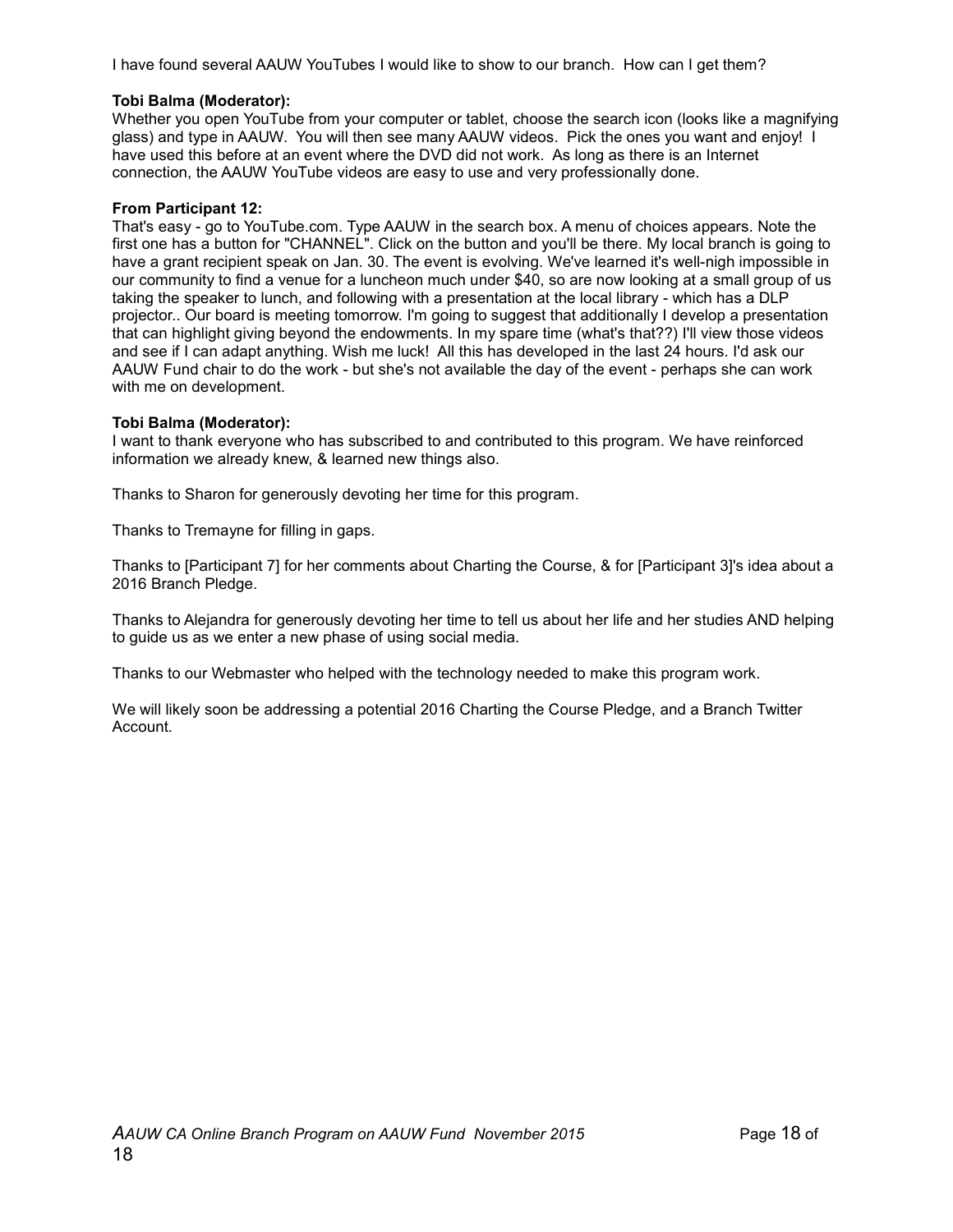I have found several AAUW YouTubes I would like to show to our branch. How can I get them?

**Tobi Balma (Moderator):**
Whether you open YouTube from your computer or tablet, choose the search icon (looks like a magnifying glass) and type in AAUW. You will then see many AAUW videos. Pick the ones you want and enjoy! I have used this before at an event where the DVD did not work. As long as there is an Internet connection, the AAUW YouTube videos are easy to use and very professionally done.

**From Participant 12:**
That's easy - go to YouTube.com. Type AAUW in the search box. A menu of choices appears. Note the first one has a button for "CHANNEL". Click on the button and you'll be there. My local branch is going to have a grant recipient speak on Jan. 30. The event is evolving. We've learned it's well-nigh impossible in our community to find a venue for a luncheon much under $40, so are now looking at a small group of us taking the speaker to lunch, and following with a presentation at the local library - which has a DLP projector.. Our board is meeting tomorrow. I'm going to suggest that additionally I develop a presentation that can highlight giving beyond the endowments. In my spare time (what's that??) I'll view those videos and see if I can adapt anything. Wish me luck! All this has developed in the last 24 hours. I'd ask our AAUW Fund chair to do the work - but she's not available the day of the event - perhaps she can work with me on development.

**Tobi Balma (Moderator):**
I want to thank everyone who has subscribed to and contributed to this program. We have reinforced information we already knew, & learned new things also.

Thanks to Sharon for generously devoting her time for this program.

Thanks to Tremayne for filling in gaps.

Thanks to [Participant 7] for her comments about Charting the Course, & for [Participant 3]'s idea about a 2016 Branch Pledge.

Thanks to Alejandra for generously devoting her time to tell us about her life and her studies AND helping to guide us as we enter a new phase of using social media.

Thanks to our Webmaster who helped with the technology needed to make this program work.

We will likely soon be addressing a potential 2016 Charting the Course Pledge, and a Branch Twitter Account.